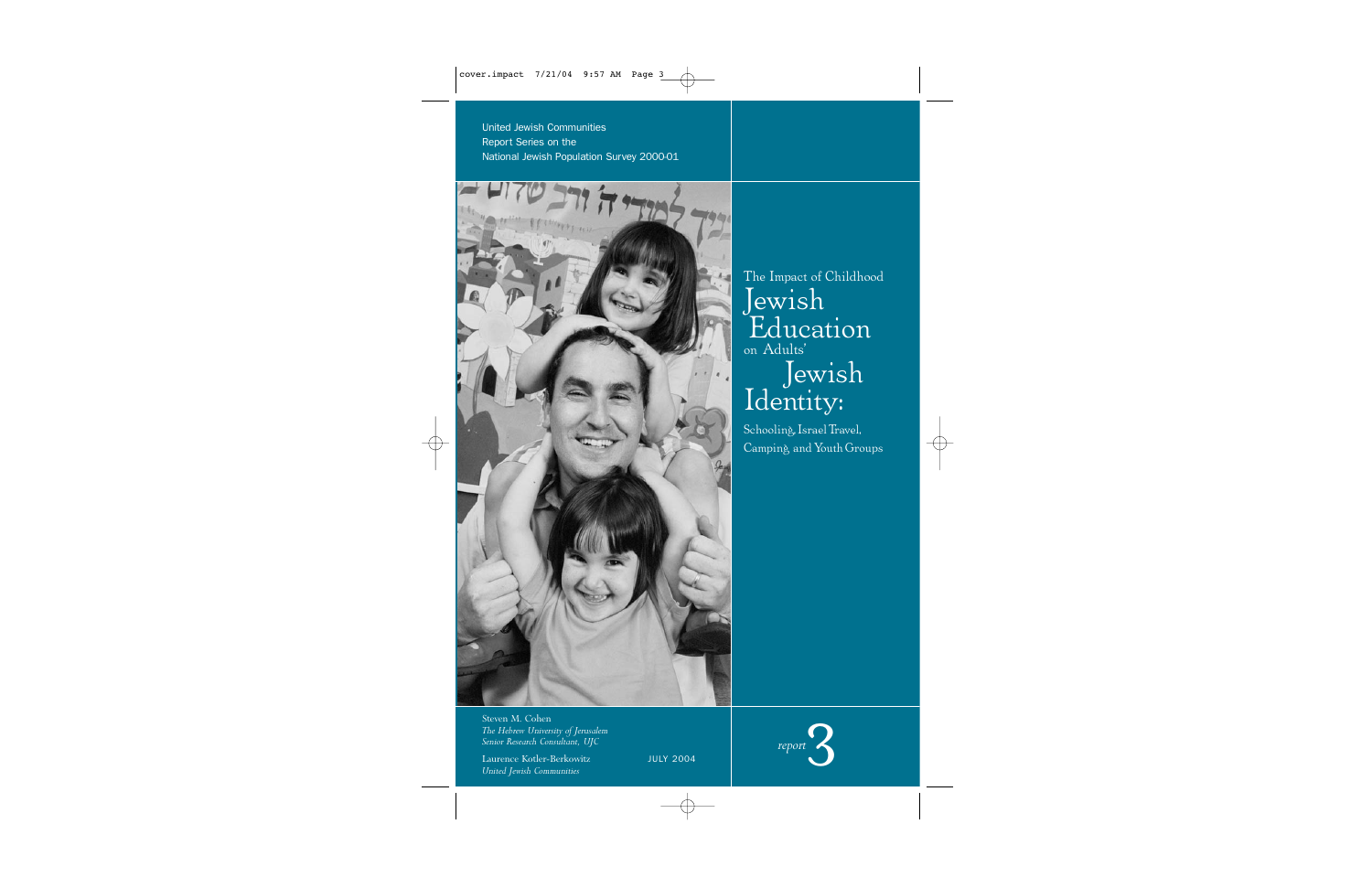United Jewish Communities
Report Series on the
National Jewish Population Survey 2000-01

# The Impact of Childhood Jewish Education on Adults' Jewish Identity:

## Schooling, Israel Travel, Camping, and Youth Groups

Steven M. Cohen
*The Hebrew University of Jerusalem*
*Senior Research Consultant, UJC*

Laurence Kotler-Berkowitz
*United Jewish Communities*

JULY 2004

*report* 3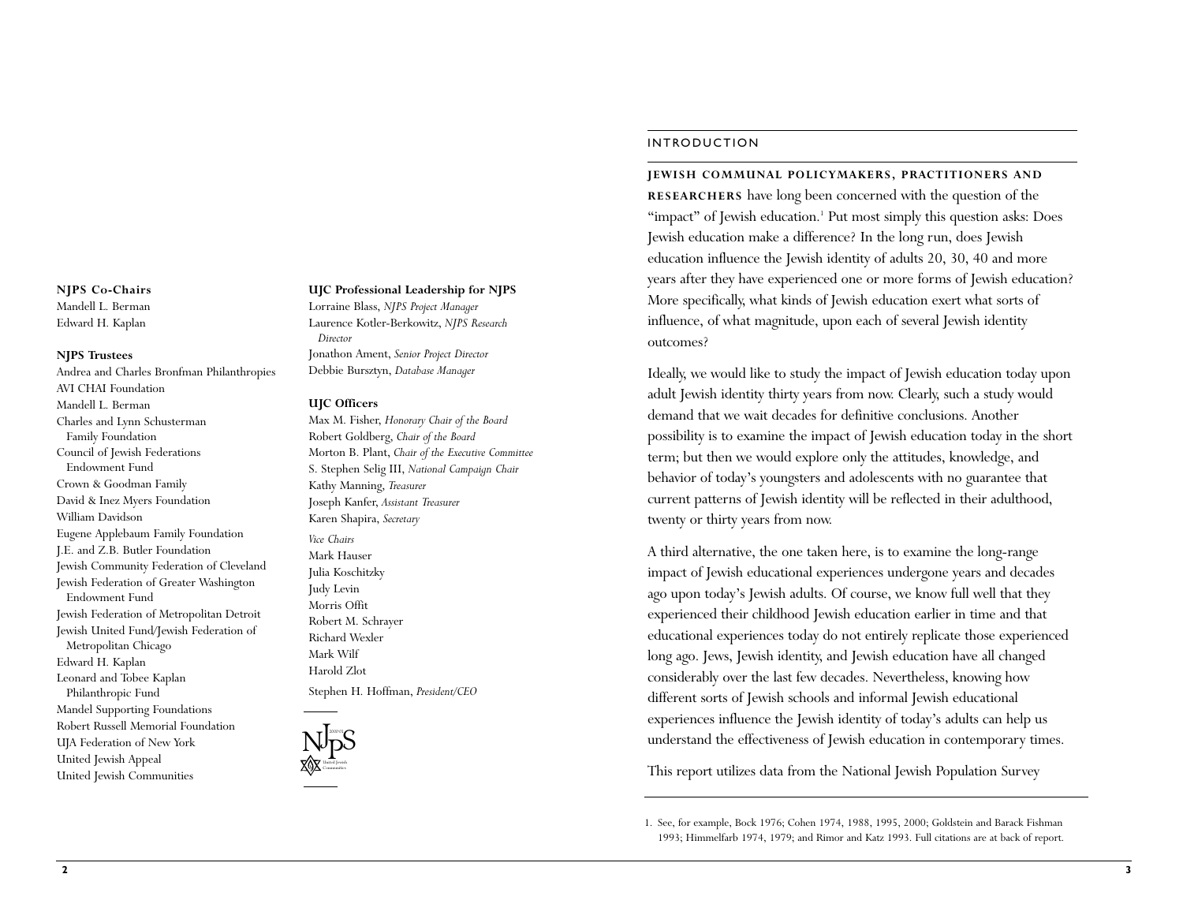**NJPS Co-Chairs**
Mandell L. Berman
Edward H. Kaplan

**NJPS Trustees**
Andrea and Charles Bronfman Philanthropies
AVI CHAI Foundation
Mandell L. Berman
Charles and Lynn Schusterman Family Foundation
Council of Jewish Federations Endowment Fund
Crown & Goodman Family
David & Inez Myers Foundation
William Davidson
Eugene Applebaum Family Foundation
J.E. and Z.B. Butler Foundation
Jewish Community Federation of Cleveland
Jewish Federation of Greater Washington Endowment Fund
Jewish Federation of Metropolitan Detroit
Jewish United Fund/Jewish Federation of Metropolitan Chicago
Edward H. Kaplan
Leonard and Tobee Kaplan Philanthropic Fund
Mandel Supporting Foundations
Robert Russell Memorial Foundation
UJA Federation of New York
United Jewish Appeal
United Jewish Communities

**UJC Professional Leadership for NJPS**
Lorraine Blass, *NJPS Project Manager*
Laurence Kotler-Berkowitz, *NJPS Research Director*
Jonathon Ament, *Senior Project Director*
Debbie Bursztyn, *Database Manager*

**UJC Officers**
Max M. Fisher, *Honorary Chair of the Board*
Robert Goldberg, *Chair of the Board*
Morton B. Plant, *Chair of the Executive Committee*
S. Stephen Selig III, *National Campaign Chair*
Kathy Manning, *Treasurer*
Joseph Kanfer, *Assistant Treasurer*
Karen Shapira, *Secretary*

*Vice Chairs*
Mark Hauser
Julia Koschitzky
Judy Levin
Morris Offit
Robert M. Schrayer
Richard Wexler
Mark Wilf
Harold Zlot

Stephen H. Hoffman, *President/CEO*

## INTRODUCTION

**JEWISH COMMUNAL POLICYMAKERS, PRACTITIONERS AND RESEARCHERS** have long been concerned with the question of the "impact" of Jewish education.[1] Put most simply this question asks: Does Jewish education make a difference? In the long run, does Jewish education influence the Jewish identity of adults 20, 30, 40 and more years after they have experienced one or more forms of Jewish education? More specifically, what kinds of Jewish education exert what sorts of influence, of what magnitude, upon each of several Jewish identity outcomes?

Ideally, we would like to study the impact of Jewish education today upon adult Jewish identity thirty years from now. Clearly, such a study would demand that we wait decades for definitive conclusions. Another possibility is to examine the impact of Jewish education today in the short term; but then we would explore only the attitudes, knowledge, and behavior of today's youngsters and adolescents with no guarantee that current patterns of Jewish identity will be reflected in their adulthood, twenty or thirty years from now.

A third alternative, the one taken here, is to examine the long-range impact of Jewish educational experiences undergone years and decades ago upon today's Jewish adults. Of course, we know full well that they experienced their childhood Jewish education earlier in time and that educational experiences today do not entirely replicate those experienced long ago. Jews, Jewish identity, and Jewish education have all changed considerably over the last few decades. Nevertheless, knowing how different sorts of Jewish schools and informal Jewish educational experiences influence the Jewish identity of today's adults can help us understand the effectiveness of Jewish education in contemporary times.

This report utilizes data from the National Jewish Population Survey

1. See, for example, Bock 1976; Cohen 1974, 1988, 1995, 2000; Goldstein and Barack Fishman 1993; Himmelfarb 1974, 1979; and Rimor and Katz 1993. Full citations are at back of report.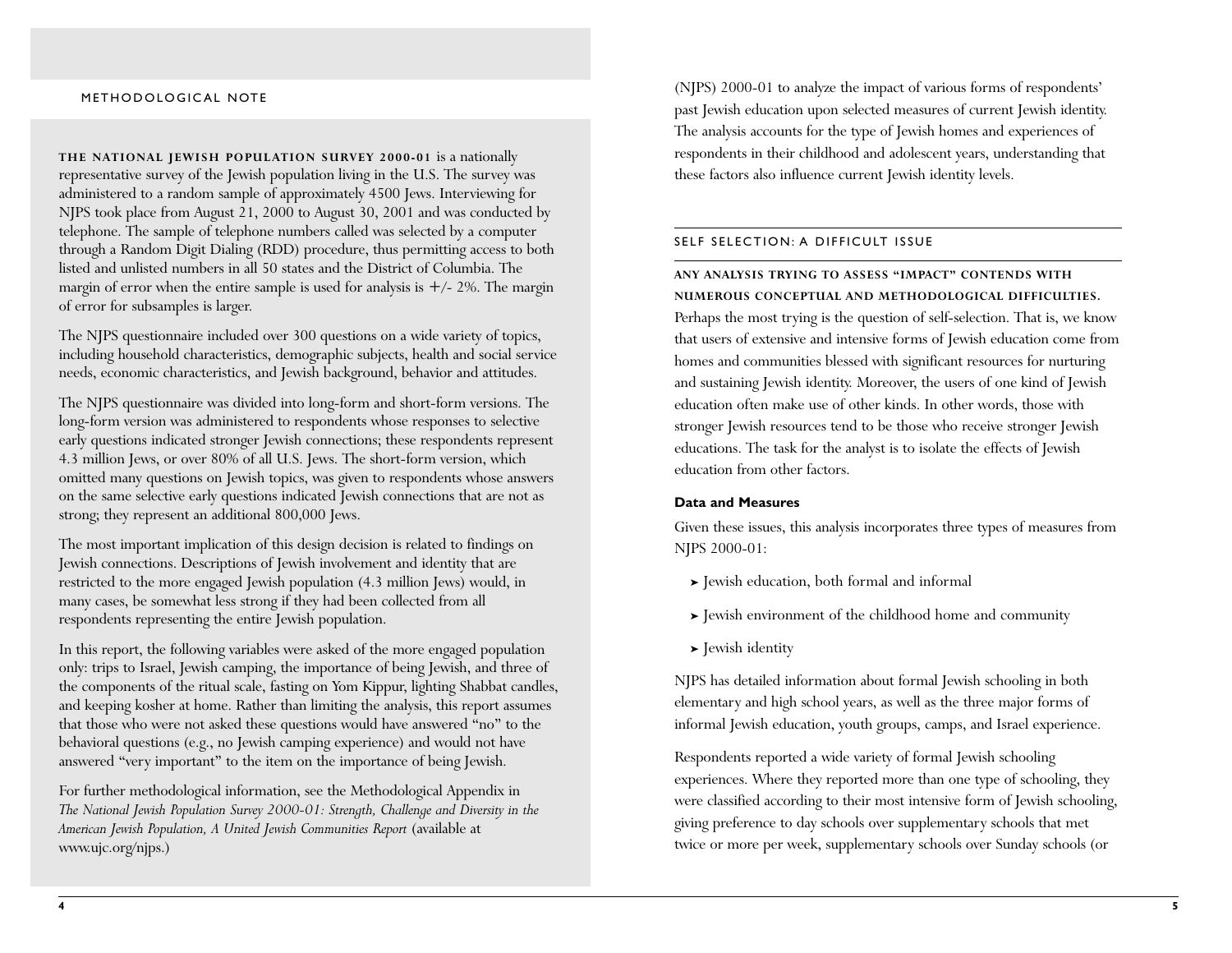## METHODOLOGICAL NOTE

**THE NATIONAL JEWISH POPULATION SURVEY 2000-01** is a nationally representative survey of the Jewish population living in the U.S. The survey was administered to a random sample of approximately 4500 Jews. Interviewing for NJPS took place from August 21, 2000 to August 30, 2001 and was conducted by telephone. The sample of telephone numbers called was selected by a computer through a Random Digit Dialing (RDD) procedure, thus permitting access to both listed and unlisted numbers in all 50 states and the District of Columbia. The margin of error when the entire sample is used for analysis is +/- 2%. The margin of error for subsamples is larger.

The NJPS questionnaire included over 300 questions on a wide variety of topics, including household characteristics, demographic subjects, health and social service needs, economic characteristics, and Jewish background, behavior and attitudes.

The NJPS questionnaire was divided into long-form and short-form versions. The long-form version was administered to respondents whose responses to selective early questions indicated stronger Jewish connections; these respondents represent 4.3 million Jews, or over 80% of all U.S. Jews. The short-form version, which omitted many questions on Jewish topics, was given to respondents whose answers on the same selective early questions indicated Jewish connections that are not as strong; they represent an additional 800,000 Jews.

The most important implication of this design decision is related to findings on Jewish connections. Descriptions of Jewish involvement and identity that are restricted to the more engaged Jewish population (4.3 million Jews) would, in many cases, be somewhat less strong if they had been collected from all respondents representing the entire Jewish population.

In this report, the following variables were asked of the more engaged population only: trips to Israel, Jewish camping, the importance of being Jewish, and three of the components of the ritual scale, fasting on Yom Kippur, lighting Shabbat candles, and keeping kosher at home. Rather than limiting the analysis, this report assumes that those who were not asked these questions would have answered "no" to the behavioral questions (e.g., no Jewish camping experience) and would not have answered "very important" to the item on the importance of being Jewish.

For further methodological information, see the Methodological Appendix in *The National Jewish Population Survey 2000-01: Strength, Challenge and Diversity in the American Jewish Population, A United Jewish Communities Report* (available at www.ujc.org/njps.)

(NJPS) 2000-01 to analyze the impact of various forms of respondents' past Jewish education upon selected measures of current Jewish identity. The analysis accounts for the type of Jewish homes and experiences of respondents in their childhood and adolescent years, understanding that these factors also influence current Jewish identity levels.

## SELF SELECTION: A DIFFICULT ISSUE

**ANY ANALYSIS TRYING TO ASSESS "IMPACT" CONTENDS WITH NUMEROUS CONCEPTUAL AND METHODOLOGICAL DIFFICULTIES.** Perhaps the most trying is the question of self-selection. That is, we know that users of extensive and intensive forms of Jewish education come from homes and communities blessed with significant resources for nurturing and sustaining Jewish identity. Moreover, the users of one kind of Jewish education often make use of other kinds. In other words, those with stronger Jewish resources tend to be those who receive stronger Jewish educations. The task for the analyst is to isolate the effects of Jewish education from other factors.

### Data and Measures

Given these issues, this analysis incorporates three types of measures from NJPS 2000-01:

- Jewish education, both formal and informal
- Jewish environment of the childhood home and community
- Jewish identity

NJPS has detailed information about formal Jewish schooling in both elementary and high school years, as well as the three major forms of informal Jewish education, youth groups, camps, and Israel experience.

Respondents reported a wide variety of formal Jewish schooling experiences. Where they reported more than one type of schooling, they were classified according to their most intensive form of Jewish schooling, giving preference to day schools over supplementary schools that met twice or more per week, supplementary schools over Sunday schools (or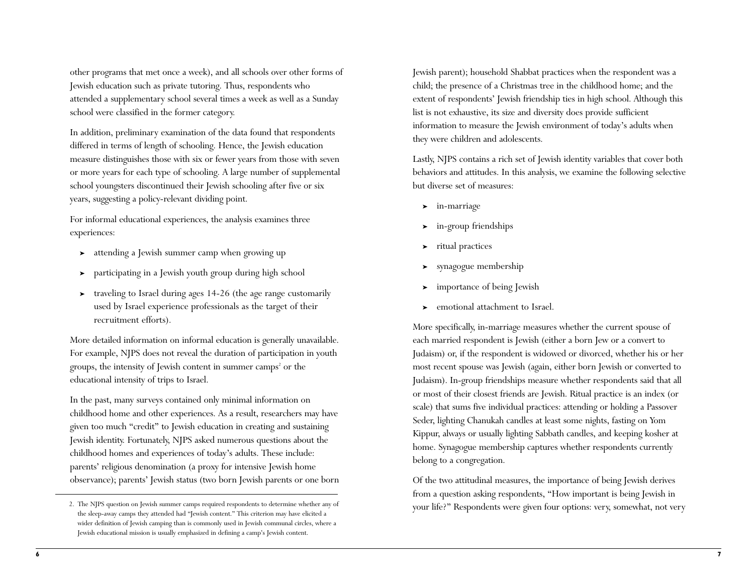other programs that met once a week), and all schools over other forms of Jewish education such as private tutoring. Thus, respondents who attended a supplementary school several times a week as well as a Sunday school were classified in the former category.

In addition, preliminary examination of the data found that respondents differed in terms of length of schooling. Hence, the Jewish education measure distinguishes those with six or fewer years from those with seven or more years for each type of schooling. A large number of supplemental school youngsters discontinued their Jewish schooling after five or six years, suggesting a policy-relevant dividing point.

For informal educational experiences, the analysis examines three experiences:

- attending a Jewish summer camp when growing up
- participating in a Jewish youth group during high school
- traveling to Israel during ages 14-26 (the age range customarily used by Israel experience professionals as the target of their recruitment efforts).

More detailed information on informal education is generally unavailable. For example, NJPS does not reveal the duration of participation in youth groups, the intensity of Jewish content in summer camps[2] or the educational intensity of trips to Israel.

In the past, many surveys contained only minimal information on childhood home and other experiences. As a result, researchers may have given too much "credit" to Jewish education in creating and sustaining Jewish identity. Fortunately, NJPS asked numerous questions about the childhood homes and experiences of today's adults. These include: parents' religious denomination (a proxy for intensive Jewish home observance); parents' Jewish status (two born Jewish parents or one born Jewish parent); household Shabbat practices when the respondent was a child; the presence of a Christmas tree in the childhood home; and the extent of respondents' Jewish friendship ties in high school. Although this list is not exhaustive, its size and diversity does provide sufficient information to measure the Jewish environment of today's adults when they were children and adolescents.

Lastly, NJPS contains a rich set of Jewish identity variables that cover both behaviors and attitudes. In this analysis, we examine the following selective but diverse set of measures:

- in-marriage
- in-group friendships
- ritual practices
- synagogue membership
- importance of being Jewish
- emotional attachment to Israel.

More specifically, in-marriage measures whether the current spouse of each married respondent is Jewish (either a born Jew or a convert to Judaism) or, if the respondent is widowed or divorced, whether his or her most recent spouse was Jewish (again, either born Jewish or converted to Judaism). In-group friendships measure whether respondents said that all or most of their closest friends are Jewish. Ritual practice is an index (or scale) that sums five individual practices: attending or holding a Passover Seder, lighting Chanukah candles at least some nights, fasting on Yom Kippur, always or usually lighting Sabbath candles, and keeping kosher at home. Synagogue membership captures whether respondents currently belong to a congregation.

Of the two attitudinal measures, the importance of being Jewish derives from a question asking respondents, "How important is being Jewish in your life?" Respondents were given four options: very, somewhat, not very

---

2. The NJPS question on Jewish summer camps required respondents to determine whether any of the sleep-away camps they attended had "Jewish content." This criterion may have elicited a wider definition of Jewish camping than is commonly used in Jewish communal circles, where a Jewish educational mission is usually emphasized in defining a camp's Jewish content.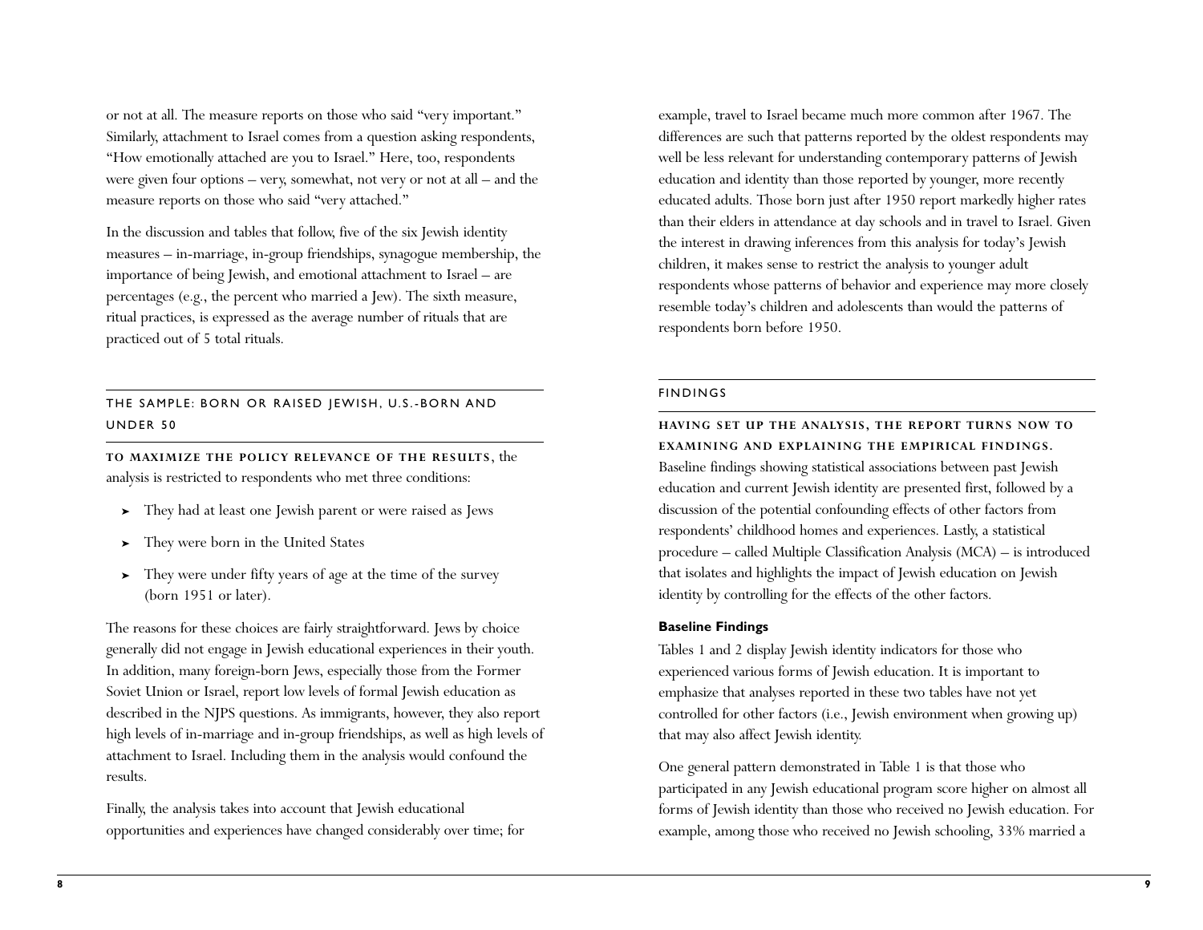or not at all. The measure reports on those who said "very important." Similarly, attachment to Israel comes from a question asking respondents, "How emotionally attached are you to Israel." Here, too, respondents were given four options – very, somewhat, not very or not at all – and the measure reports on those who said "very attached."

In the discussion and tables that follow, five of the six Jewish identity measures – in-marriage, in-group friendships, synagogue membership, the importance of being Jewish, and emotional attachment to Israel – are percentages (e.g., the percent who married a Jew). The sixth measure, ritual practices, is expressed as the average number of rituals that are practiced out of 5 total rituals.

## THE SAMPLE: BORN OR RAISED JEWISH, U.S.-BORN AND UNDER 50

**TO MAXIMIZE THE POLICY RELEVANCE OF THE RESULTS**, the analysis is restricted to respondents who met three conditions:

- They had at least one Jewish parent or were raised as Jews
- They were born in the United States
- They were under fifty years of age at the time of the survey (born 1951 or later).

The reasons for these choices are fairly straightforward. Jews by choice generally did not engage in Jewish educational experiences in their youth. In addition, many foreign-born Jews, especially those from the Former Soviet Union or Israel, report low levels of formal Jewish education as described in the NJPS questions. As immigrants, however, they also report high levels of in-marriage and in-group friendships, as well as high levels of attachment to Israel. Including them in the analysis would confound the results.

Finally, the analysis takes into account that Jewish educational opportunities and experiences have changed considerably over time; for example, travel to Israel became much more common after 1967. The differences are such that patterns reported by the oldest respondents may well be less relevant for understanding contemporary patterns of Jewish education and identity than those reported by younger, more recently educated adults. Those born just after 1950 report markedly higher rates than their elders in attendance at day schools and in travel to Israel. Given the interest in drawing inferences from this analysis for today's Jewish children, it makes sense to restrict the analysis to younger adult respondents whose patterns of behavior and experience may more closely resemble today's children and adolescents than would the patterns of respondents born before 1950.

## FINDINGS

**HAVING SET UP THE ANALYSIS, THE REPORT TURNS NOW TO EXAMINING AND EXPLAINING THE EMPIRICAL FINDINGS.** Baseline findings showing statistical associations between past Jewish education and current Jewish identity are presented first, followed by a discussion of the potential confounding effects of other factors from respondents' childhood homes and experiences. Lastly, a statistical procedure – called Multiple Classification Analysis (MCA) – is introduced that isolates and highlights the impact of Jewish education on Jewish identity by controlling for the effects of the other factors.

### Baseline Findings

Tables 1 and 2 display Jewish identity indicators for those who experienced various forms of Jewish education. It is important to emphasize that analyses reported in these two tables have not yet controlled for other factors (i.e., Jewish environment when growing up) that may also affect Jewish identity.

One general pattern demonstrated in Table 1 is that those who participated in any Jewish educational program score higher on almost all forms of Jewish identity than those who received no Jewish education. For example, among those who received no Jewish schooling, 33% married a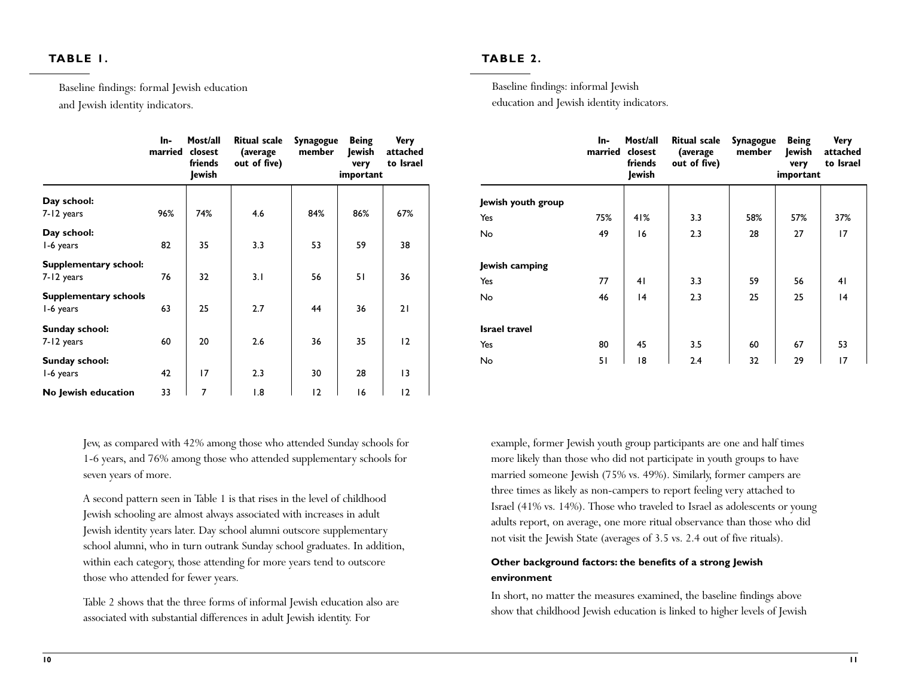**TABLE 1.**

Baseline findings: formal Jewish education and Jewish identity indicators.

| | In-married | Most/all closest friends Jewish | Ritual scale (average out of five) | Synagogue member | Being Jewish very important | Very attached to Israel |
|---|---|---|---|---|---|---|
| **Day school:** 7-12 years | 96% | 74% | 4.6 | 84% | 86% | 67% |
| **Day school:** 1-6 years | 82 | 35 | 3.3 | 53 | 59 | 38 |
| **Supplementary school:** 7-12 years | 76 | 32 | 3.1 | 56 | 51 | 36 |
| **Supplementary schools** 1-6 years | 63 | 25 | 2.7 | 44 | 36 | 21 |
| **Sunday school:** 7-12 years | 60 | 20 | 2.6 | 36 | 35 | 12 |
| **Sunday school:** 1-6 years | 42 | 17 | 2.3 | 30 | 28 | 13 |
| **No Jewish education** | 33 | 7 | 1.8 | 12 | 16 | 12 |

Jew, as compared with 42% among those who attended Sunday schools for 1-6 years, and 76% among those who attended supplementary schools for seven years of more.

A second pattern seen in Table 1 is that rises in the level of childhood Jewish schooling are almost always associated with increases in adult Jewish identity years later. Day school alumni outscore supplementary school alumni, who in turn outrank Sunday school graduates. In addition, within each category, those attending for more years tend to outscore those who attended for fewer years.

Table 2 shows that the three forms of informal Jewish education also are associated with substantial differences in adult Jewish identity. For example, former Jewish youth group participants are one and half times more likely than those who did not participate in youth groups to have married someone Jewish (75% vs. 49%). Similarly, former campers are three times as likely as non-campers to report feeling very attached to Israel (41% vs. 14%). Those who traveled to Israel as adolescents or young adults report, on average, one more ritual observance than those who did not visit the Jewish State (averages of 3.5 vs. 2.4 out of five rituals).

**TABLE 2.**

Baseline findings: informal Jewish education and Jewish identity indicators.

| | In-married | Most/all closest friends Jewish | Ritual scale (average out of five) | Synagogue member | Being Jewish very important | Very attached to Israel |
|---|---|---|---|---|---|---|
| **Jewish youth group** | | | | | | |
| Yes | 75% | 41% | 3.3 | 58% | 57% | 37% |
| No | 49 | 16 | 2.3 | 28 | 27 | 17 |
| **Jewish camping** | | | | | | |
| Yes | 77 | 41 | 3.3 | 59 | 56 | 41 |
| No | 46 | 14 | 2.3 | 25 | 25 | 14 |
| **Israel travel** | | | | | | |
| Yes | 80 | 45 | 3.5 | 60 | 67 | 53 |
| No | 51 | 18 | 2.4 | 32 | 29 | 17 |

**Other background factors: the benefits of a strong Jewish environment**

In short, no matter the measures examined, the baseline findings above show that childhood Jewish education is linked to higher levels of Jewish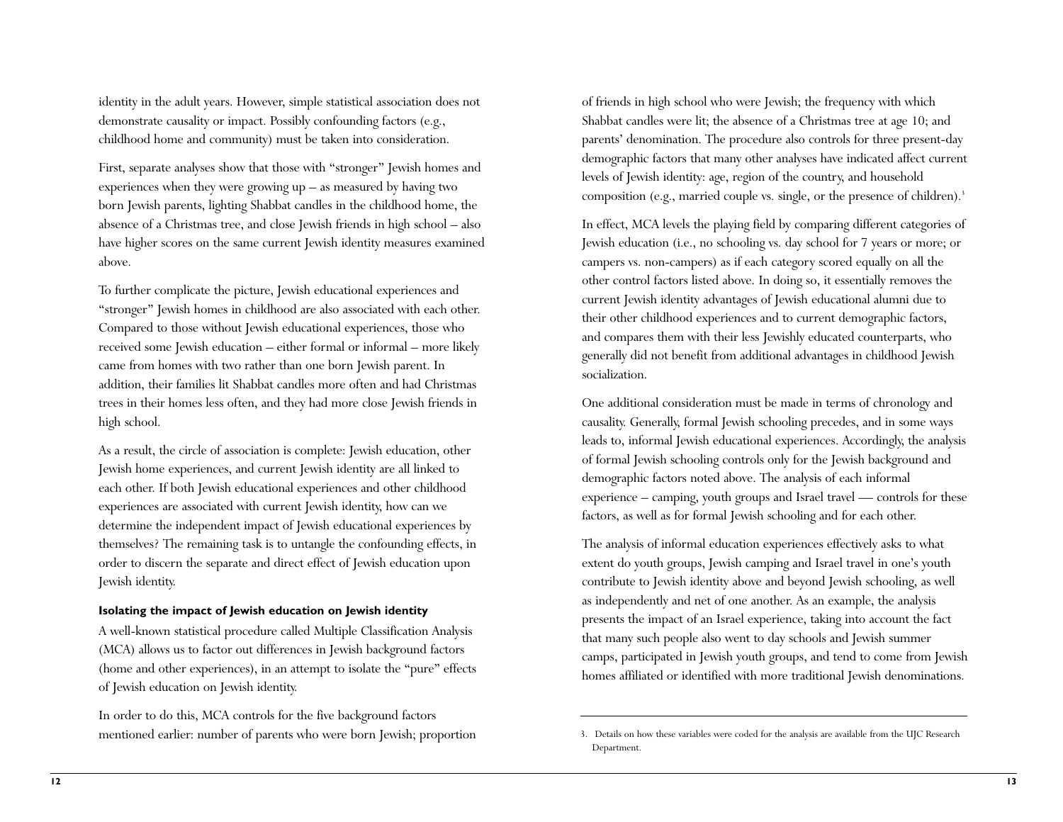identity in the adult years. However, simple statistical association does not demonstrate causality or impact. Possibly confounding factors (e.g., childhood home and community) must be taken into consideration.

First, separate analyses show that those with "stronger" Jewish homes and experiences when they were growing up – as measured by having two born Jewish parents, lighting Shabbat candles in the childhood home, the absence of a Christmas tree, and close Jewish friends in high school – also have higher scores on the same current Jewish identity measures examined above.

To further complicate the picture, Jewish educational experiences and "stronger" Jewish homes in childhood are also associated with each other. Compared to those without Jewish educational experiences, those who received some Jewish education – either formal or informal – more likely came from homes with two rather than one born Jewish parent. In addition, their families lit Shabbat candles more often and had Christmas trees in their homes less often, and they had more close Jewish friends in high school.

As a result, the circle of association is complete: Jewish education, other Jewish home experiences, and current Jewish identity are all linked to each other. If both Jewish educational experiences and other childhood experiences are associated with current Jewish identity, how can we determine the independent impact of Jewish educational experiences by themselves? The remaining task is to untangle the confounding effects, in order to discern the separate and direct effect of Jewish education upon Jewish identity.

**Isolating the impact of Jewish education on Jewish identity**

A well-known statistical procedure called Multiple Classification Analysis (MCA) allows us to factor out differences in Jewish background factors (home and other experiences), in an attempt to isolate the "pure" effects of Jewish education on Jewish identity.

In order to do this, MCA controls for the five background factors mentioned earlier: number of parents who were born Jewish; proportion of friends in high school who were Jewish; the frequency with which Shabbat candles were lit; the absence of a Christmas tree at age 10; and parents' denomination. The procedure also controls for three present-day demographic factors that many other analyses have indicated affect current levels of Jewish identity: age, region of the country, and household composition (e.g., married couple vs. single, or the presence of children).[3]

In effect, MCA levels the playing field by comparing different categories of Jewish education (i.e., no schooling vs. day school for 7 years or more; or campers vs. non-campers) as if each category scored equally on all the other control factors listed above. In doing so, it essentially removes the current Jewish identity advantages of Jewish educational alumni due to their other childhood experiences and to current demographic factors, and compares them with their less Jewishly educated counterparts, who generally did not benefit from additional advantages in childhood Jewish socialization.

One additional consideration must be made in terms of chronology and causality. Generally, formal Jewish schooling precedes, and in some ways leads to, informal Jewish educational experiences. Accordingly, the analysis of formal Jewish schooling controls only for the Jewish background and demographic factors noted above. The analysis of each informal experience – camping, youth groups and Israel travel — controls for these factors, as well as for formal Jewish schooling and for each other.

The analysis of informal education experiences effectively asks to what extent do youth groups, Jewish camping and Israel travel in one's youth contribute to Jewish identity above and beyond Jewish schooling, as well as independently and net of one another. As an example, the analysis presents the impact of an Israel experience, taking into account the fact that many such people also went to day schools and Jewish summer camps, participated in Jewish youth groups, and tend to come from Jewish homes affiliated or identified with more traditional Jewish denominations.

---

3. Details on how these variables were coded for the analysis are available from the UJC Research Department.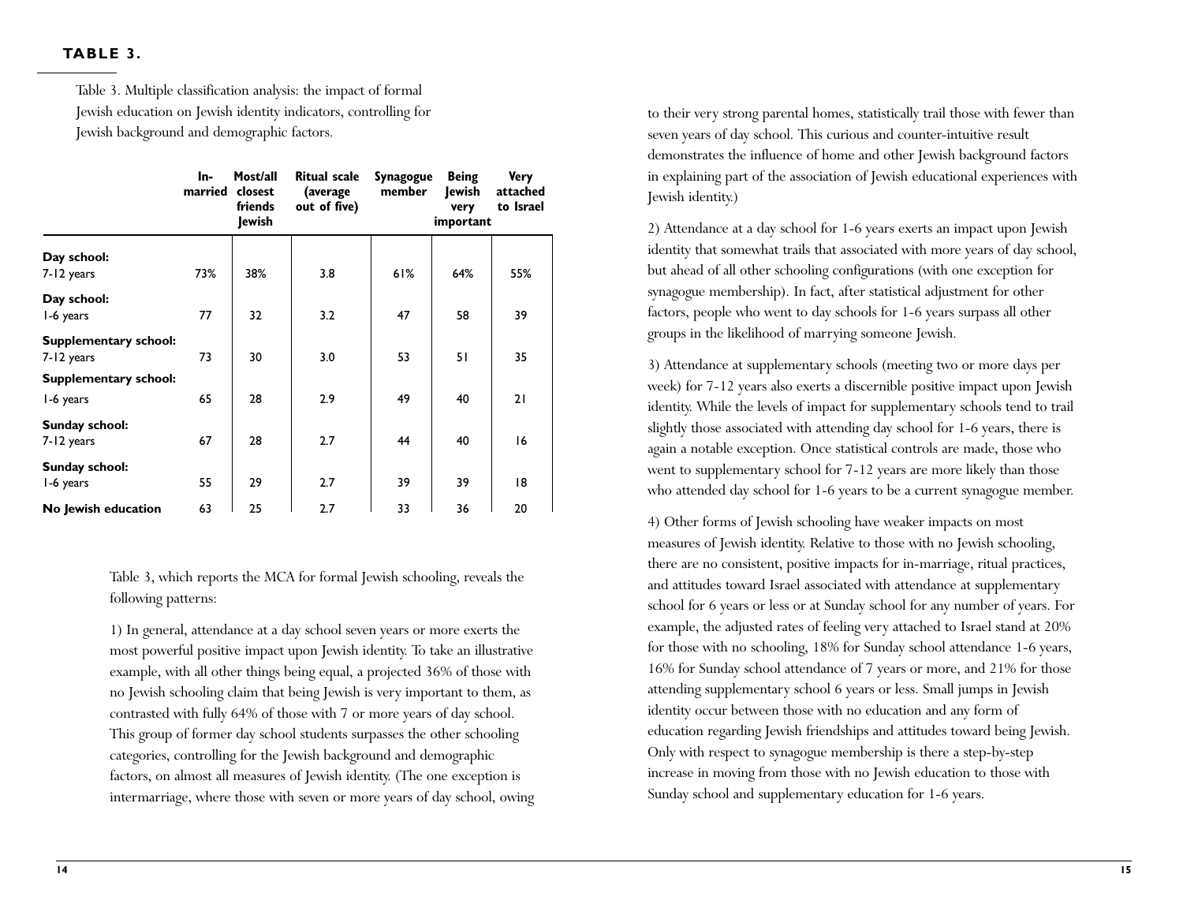**TABLE 3.**

Table 3. Multiple classification analysis: the impact of formal Jewish education on Jewish identity indicators, controlling for Jewish background and demographic factors.

| | In-married | Most/all closest friends Jewish | Ritual scale (average out of five) | Synagogue member | Being Jewish very important | Very attached to Israel |
|---|---|---|---|---|---|---|
| **Day school:** 7-12 years | 73% | 38% | 3.8 | 61% | 64% | 55% |
| **Day school:** 1-6 years | 77 | 32 | 3.2 | 47 | 58 | 39 |
| **Supplementary school:** 7-12 years | 73 | 30 | 3.0 | 53 | 51 | 35 |
| **Supplementary school:** 1-6 years | 65 | 28 | 2.9 | 49 | 40 | 21 |
| **Sunday school:** 7-12 years | 67 | 28 | 2.7 | 44 | 40 | 16 |
| **Sunday school:** 1-6 years | 55 | 29 | 2.7 | 39 | 39 | 18 |
| **No Jewish education** | 63 | 25 | 2.7 | 33 | 36 | 20 |

Table 3, which reports the MCA for formal Jewish schooling, reveals the following patterns:

1) In general, attendance at a day school seven years or more exerts the most powerful positive impact upon Jewish identity. To take an illustrative example, with all other things being equal, a projected 36% of those with no Jewish schooling claim that being Jewish is very important to them, as contrasted with fully 64% of those with 7 or more years of day school. This group of former day school students surpasses the other schooling categories, controlling for the Jewish background and demographic factors, on almost all measures of Jewish identity. (The one exception is intermarriage, where those with seven or more years of day school, owing to their very strong parental homes, statistically trail those with fewer than seven years of day school. This curious and counter-intuitive result demonstrates the influence of home and other Jewish background factors in explaining part of the association of Jewish educational experiences with Jewish identity.)

2) Attendance at a day school for 1-6 years exerts an impact upon Jewish identity that somewhat trails that associated with more years of day school, but ahead of all other schooling configurations (with one exception for synagogue membership). In fact, after statistical adjustment for other factors, people who went to day schools for 1-6 years surpass all other groups in the likelihood of marrying someone Jewish.

3) Attendance at supplementary schools (meeting two or more days per week) for 7-12 years also exerts a discernible positive impact upon Jewish identity. While the levels of impact for supplementary schools tend to trail slightly those associated with attending day school for 1-6 years, there is again a notable exception. Once statistical controls are made, those who went to supplementary school for 7-12 years are more likely than those who attended day school for 1-6 years to be a current synagogue member.

4) Other forms of Jewish schooling have weaker impacts on most measures of Jewish identity. Relative to those with no Jewish schooling, there are no consistent, positive impacts for in-marriage, ritual practices, and attitudes toward Israel associated with attendance at supplementary school for 6 years or less or at Sunday school for any number of years. For example, the adjusted rates of feeling very attached to Israel stand at 20% for those with no schooling, 18% for Sunday school attendance 1-6 years, 16% for Sunday school attendance of 7 years or more, and 21% for those attending supplementary school 6 years or less. Small jumps in Jewish identity occur between those with no education and any form of education regarding Jewish friendships and attitudes toward being Jewish. Only with respect to synagogue membership is there a step-by-step increase in moving from those with no Jewish education to those with Sunday school and supplementary education for 1-6 years.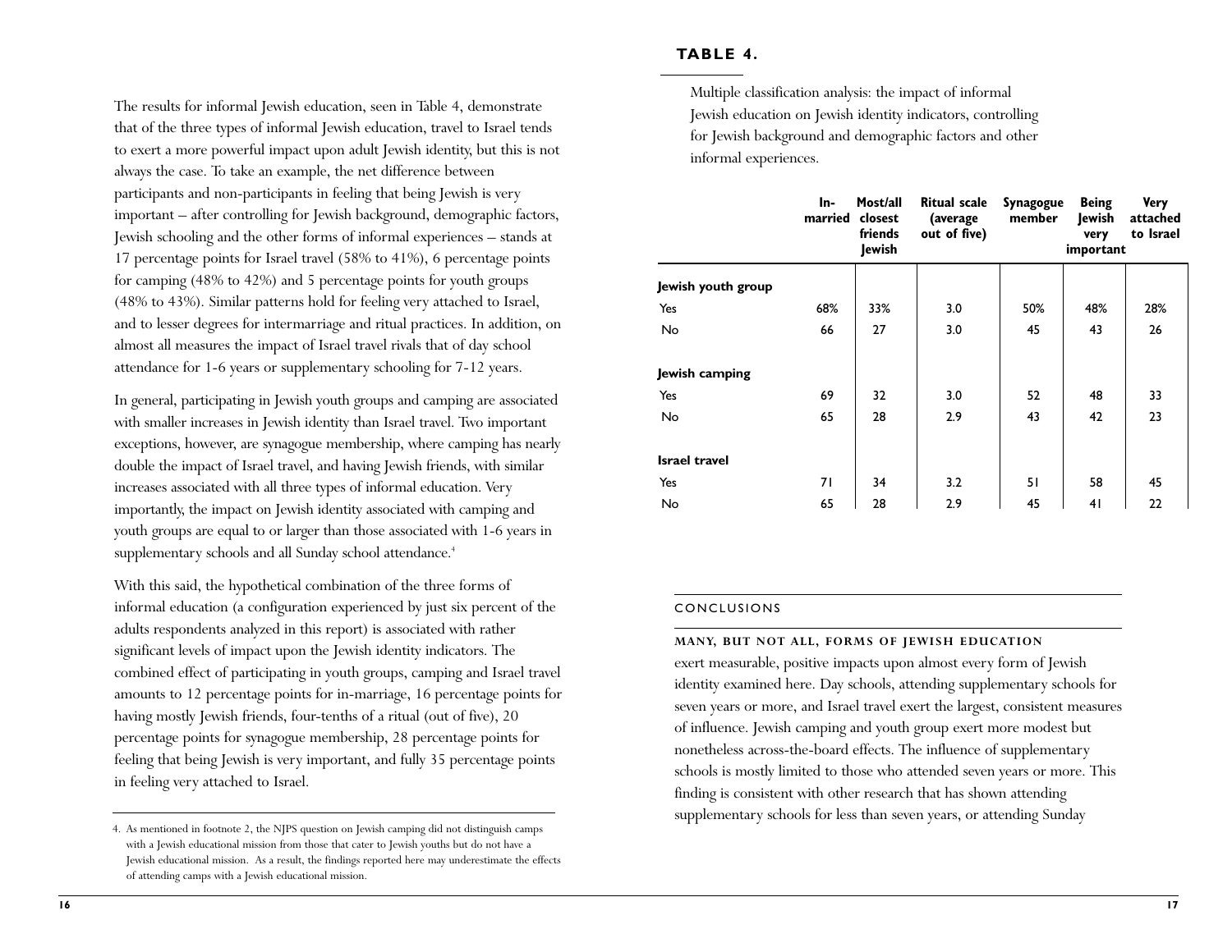The results for informal Jewish education, seen in Table 4, demonstrate that of the three types of informal Jewish education, travel to Israel tends to exert a more powerful impact upon adult Jewish identity, but this is not always the case. To take an example, the net difference between participants and non-participants in feeling that being Jewish is very important – after controlling for Jewish background, demographic factors, Jewish schooling and the other forms of informal experiences – stands at 17 percentage points for Israel travel (58% to 41%), 6 percentage points for camping (48% to 42%) and 5 percentage points for youth groups (48% to 43%). Similar patterns hold for feeling very attached to Israel, and to lesser degrees for intermarriage and ritual practices. In addition, on almost all measures the impact of Israel travel rivals that of day school attendance for 1-6 years or supplementary schooling for 7-12 years.

In general, participating in Jewish youth groups and camping are associated with smaller increases in Jewish identity than Israel travel. Two important exceptions, however, are synagogue membership, where camping has nearly double the impact of Israel travel, and having Jewish friends, with similar increases associated with all three types of informal education. Very importantly, the impact on Jewish identity associated with camping and youth groups are equal to or larger than those associated with 1-6 years in supplementary schools and all Sunday school attendance.[4]

With this said, the hypothetical combination of the three forms of informal education (a configuration experienced by just six percent of the adults respondents analyzed in this report) is associated with rather significant levels of impact upon the Jewish identity indicators. The combined effect of participating in youth groups, camping and Israel travel amounts to 12 percentage points for in-marriage, 16 percentage points for having mostly Jewish friends, four-tenths of a ritual (out of five), 20 percentage points for synagogue membership, 28 percentage points for feeling that being Jewish is very important, and fully 35 percentage points in feeling very attached to Israel.

4. As mentioned in footnote 2, the NJPS question on Jewish camping did not distinguish camps with a Jewish educational mission from those that cater to Jewish youths but do not have a Jewish educational mission. As a result, the findings reported here may underestimate the effects of attending camps with a Jewish educational mission.

**TABLE 4.**

Multiple classification analysis: the impact of informal Jewish education on Jewish identity indicators, controlling for Jewish background and demographic factors and other informal experiences.

| | In-married | Most/all closest friends Jewish | Ritual scale (average out of five) | Synagogue member | Being Jewish very important | Very attached to Israel |
|---|---|---|---|---|---|---|
| **Jewish youth group** | | | | | | |
| Yes | 68% | 33% | 3.0 | 50% | 48% | 28% |
| No | 66 | 27 | 3.0 | 45 | 43 | 26 |
| **Jewish camping** | | | | | | |
| Yes | 69 | 32 | 3.0 | 52 | 48 | 33 |
| No | 65 | 28 | 2.9 | 43 | 42 | 23 |
| **Israel travel** | | | | | | |
| Yes | 71 | 34 | 3.2 | 51 | 58 | 45 |
| No | 65 | 28 | 2.9 | 45 | 41 | 22 |

## CONCLUSIONS

**MANY, BUT NOT ALL, FORMS OF JEWISH EDUCATION** exert measurable, positive impacts upon almost every form of Jewish identity examined here. Day schools, attending supplementary schools for seven years or more, and Israel travel exert the largest, consistent measures of influence. Jewish camping and youth group exert more modest but nonetheless across-the-board effects. The influence of supplementary schools is mostly limited to those who attended seven years or more. This finding is consistent with other research that has shown attending supplementary schools for less than seven years, or attending Sunday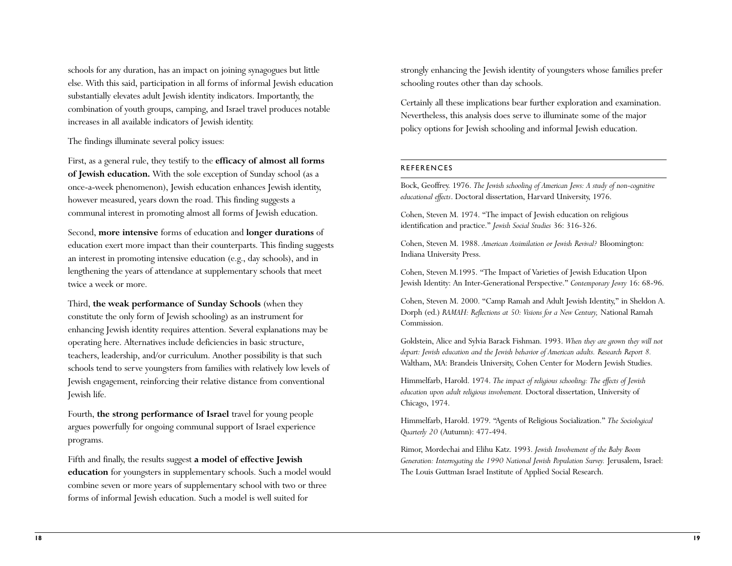schools for any duration, has an impact on joining synagogues but little else. With this said, participation in all forms of informal Jewish education substantially elevates adult Jewish identity indicators. Importantly, the combination of youth groups, camping, and Israel travel produces notable increases in all available indicators of Jewish identity.

The findings illuminate several policy issues:

First, as a general rule, they testify to the **efficacy of almost all forms of Jewish education.** With the sole exception of Sunday school (as a once-a-week phenomenon), Jewish education enhances Jewish identity, however measured, years down the road. This finding suggests a communal interest in promoting almost all forms of Jewish education.

Second, **more intensive** forms of education and **longer durations** of education exert more impact than their counterparts. This finding suggests an interest in promoting intensive education (e.g., day schools), and in lengthening the years of attendance at supplementary schools that meet twice a week or more.

Third, **the weak performance of Sunday Schools** (when they constitute the only form of Jewish schooling) as an instrument for enhancing Jewish identity requires attention. Several explanations may be operating here. Alternatives include deficiencies in basic structure, teachers, leadership, and/or curriculum. Another possibility is that such schools tend to serve youngsters from families with relatively low levels of Jewish engagement, reinforcing their relative distance from conventional Jewish life.

Fourth, **the strong performance of Israel** travel for young people argues powerfully for ongoing communal support of Israel experience programs.

Fifth and finally, the results suggest **a model of effective Jewish education** for youngsters in supplementary schools. Such a model would combine seven or more years of supplementary school with two or three forms of informal Jewish education. Such a model is well suited for strongly enhancing the Jewish identity of youngsters whose families prefer schooling routes other than day schools.

Certainly all these implications bear further exploration and examination. Nevertheless, this analysis does serve to illuminate some of the major policy options for Jewish schooling and informal Jewish education.

## REFERENCES

Bock, Geoffrey. 1976. *The Jewish schooling of American Jews: A study of non-cognitive educational effects*. Doctoral dissertation, Harvard University, 1976.

Cohen, Steven M. 1974. "The impact of Jewish education on religious identification and practice." *Jewish Social Studies* 36: 316-326.

Cohen, Steven M. 1988. *American Assimilation or Jewish Revival?* Bloomington: Indiana University Press.

Cohen, Steven M.1995. "The Impact of Varieties of Jewish Education Upon Jewish Identity: An Inter-Generational Perspective." *Contemporary Jewry* 16: 68-96.

Cohen, Steven M. 2000. "Camp Ramah and Adult Jewish Identity," in Sheldon A. Dorph (ed.) *RAMAH: Reflections at 50: Visions for a New Century,* National Ramah Commission.

Goldstein, Alice and Sylvia Barack Fishman. 1993. *When they are grown they will not depart: Jewish education and the Jewish behavior of American adults. Research Report 8.* Waltham, MA: Brandeis University, Cohen Center for Modern Jewish Studies.

Himmelfarb, Harold. 1974. *The impact of religious schooling: The effects of Jewish education upon adult religious involvement.* Doctoral dissertation, University of Chicago, 1974.

Himmelfarb, Harold. 1979. "Agents of Religious Socialization." *The Sociological Quarterly 20* (Autumn): 477-494.

Rimor, Mordechai and Elihu Katz. 1993. *Jewish Involvement of the Baby Boom Generation: Interrogating the 1990 National Jewish Population Survey.* Jerusalem, Israel: The Louis Guttman Israel Institute of Applied Social Research.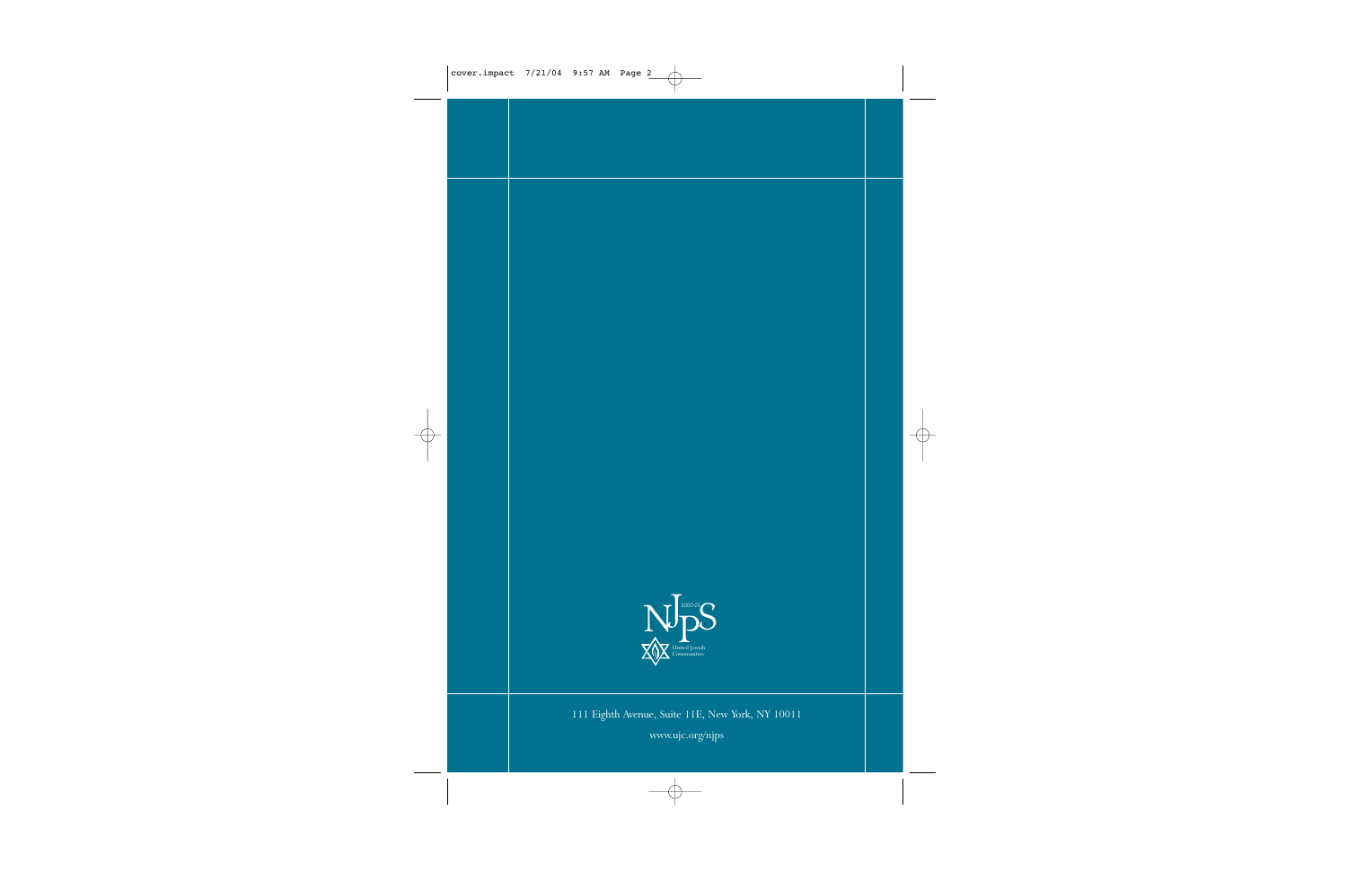NJPS 2000-01

United Jewish Communities

111 Eighth Avenue, Suite 11E, New York, NY 10011

www.ujc.org/njps